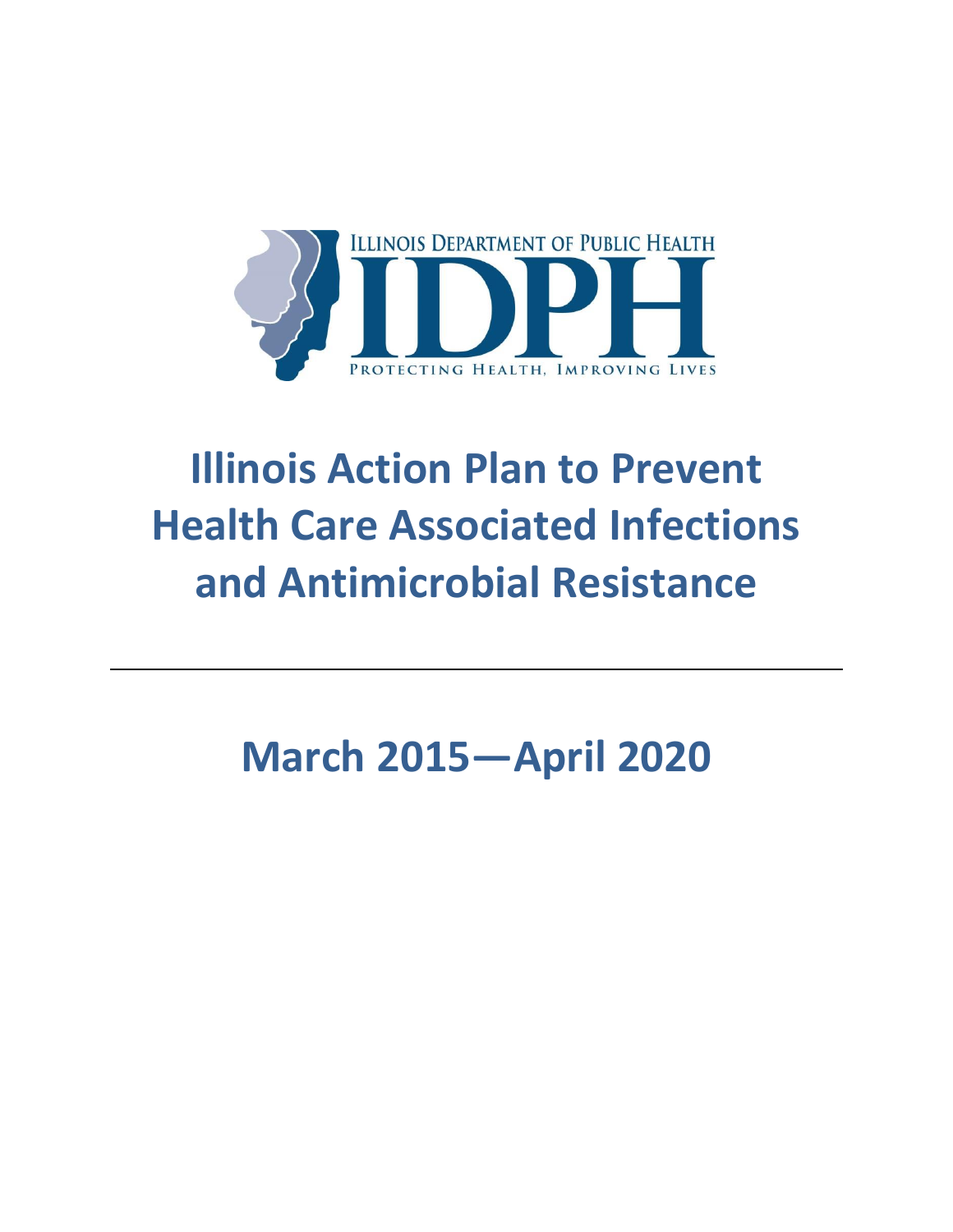ILLINOIS DEPARTMENT OF PUBLIC HEALTH

IDPH

PROTECTING HEALTH, IMPROVING LIVES

# Illinois Action Plan to Prevent Health Care Associated Infections and Antimicrobial Resistance

---

## March 2015—April 2020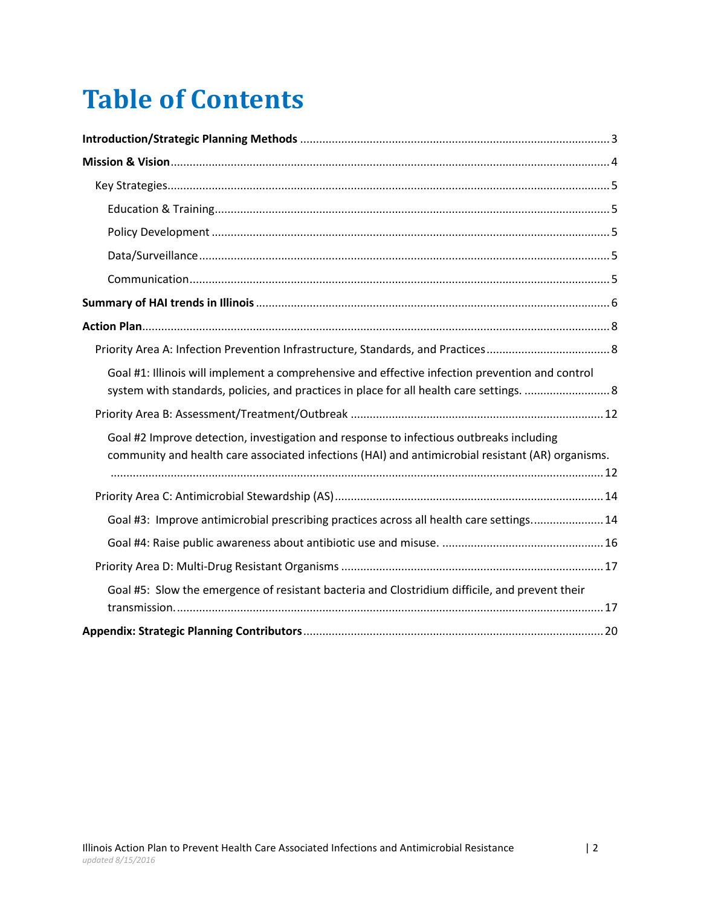# Table of Contents

**Introduction/Strategic Planning Methods** .... 3

**Mission & Vision** .... 4

- Key Strategies .... 5
  - Education & Training .... 5
  - Policy Development .... 5
  - Data/Surveillance .... 5
  - Communication .... 5

**Summary of HAI trends in Illinois** .... 6

**Action Plan** .... 8

- Priority Area A: Infection Prevention Infrastructure, Standards, and Practices .... 8
  - Goal #1: Illinois will implement a comprehensive and effective infection prevention and control system with standards, policies, and practices in place for all health care settings. .... 8
- Priority Area B: Assessment/Treatment/Outbreak .... 12
  - Goal #2 Improve detection, investigation and response to infectious outbreaks including community and health care associated infections (HAI) and antimicrobial resistant (AR) organisms. .... 12
- Priority Area C: Antimicrobial Stewardship (AS) .... 14
  - Goal #3: Improve antimicrobial prescribing practices across all health care settings. .... 14
  - Goal #4: Raise public awareness about antibiotic use and misuse. .... 16
- Priority Area D: Multi-Drug Resistant Organisms .... 17
  - Goal #5: Slow the emergence of resistant bacteria and Clostridium difficile, and prevent their transmission. .... 17

**Appendix: Strategic Planning Contributors** .... 20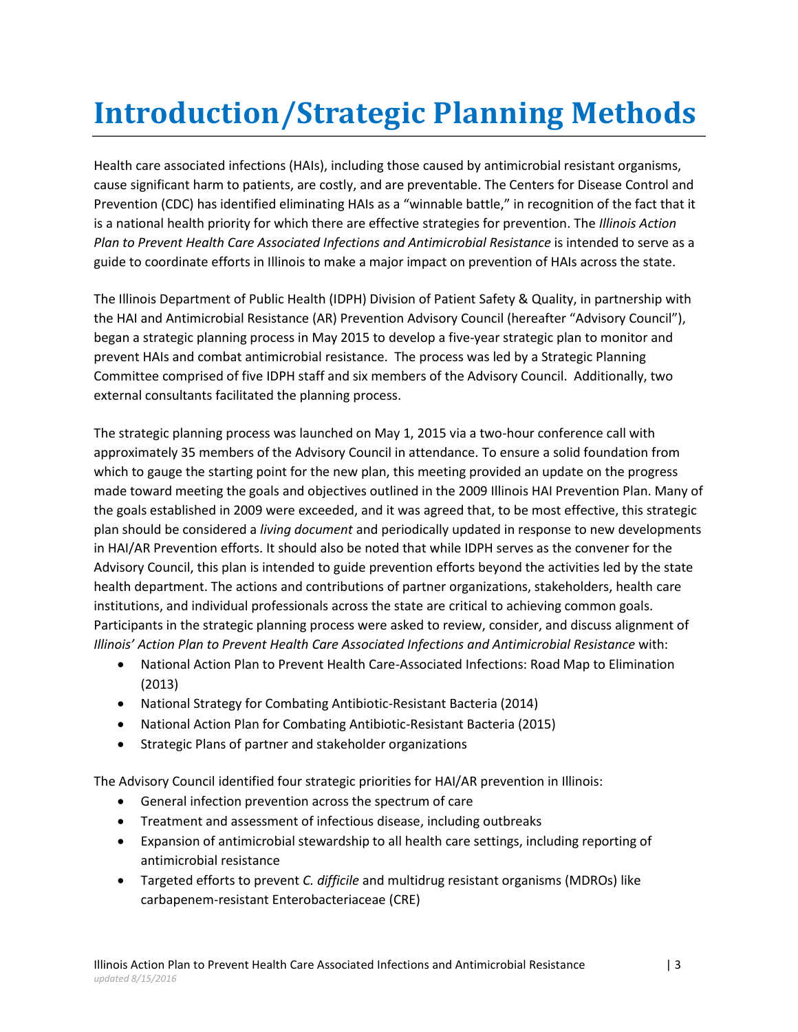# Introduction/Strategic Planning Methods

Health care associated infections (HAIs), including those caused by antimicrobial resistant organisms, cause significant harm to patients, are costly, and are preventable. The Centers for Disease Control and Prevention (CDC) has identified eliminating HAIs as a "winnable battle," in recognition of the fact that it is a national health priority for which there are effective strategies for prevention. The *Illinois Action Plan to Prevent Health Care Associated Infections and Antimicrobial Resistance* is intended to serve as a guide to coordinate efforts in Illinois to make a major impact on prevention of HAIs across the state.

The Illinois Department of Public Health (IDPH) Division of Patient Safety & Quality, in partnership with the HAI and Antimicrobial Resistance (AR) Prevention Advisory Council (hereafter "Advisory Council"), began a strategic planning process in May 2015 to develop a five-year strategic plan to monitor and prevent HAIs and combat antimicrobial resistance. The process was led by a Strategic Planning Committee comprised of five IDPH staff and six members of the Advisory Council. Additionally, two external consultants facilitated the planning process.

The strategic planning process was launched on May 1, 2015 via a two-hour conference call with approximately 35 members of the Advisory Council in attendance. To ensure a solid foundation from which to gauge the starting point for the new plan, this meeting provided an update on the progress made toward meeting the goals and objectives outlined in the 2009 Illinois HAI Prevention Plan. Many of the goals established in 2009 were exceeded, and it was agreed that, to be most effective, this strategic plan should be considered a *living document* and periodically updated in response to new developments in HAI/AR Prevention efforts. It should also be noted that while IDPH serves as the convener for the Advisory Council, this plan is intended to guide prevention efforts beyond the activities led by the state health department. The actions and contributions of partner organizations, stakeholders, health care institutions, and individual professionals across the state are critical to achieving common goals. Participants in the strategic planning process were asked to review, consider, and discuss alignment of *Illinois' Action Plan to Prevent Health Care Associated Infections and Antimicrobial Resistance* with:

- National Action Plan to Prevent Health Care-Associated Infections: Road Map to Elimination (2013)
- National Strategy for Combating Antibiotic-Resistant Bacteria (2014)
- National Action Plan for Combating Antibiotic-Resistant Bacteria (2015)
- Strategic Plans of partner and stakeholder organizations

The Advisory Council identified four strategic priorities for HAI/AR prevention in Illinois:

- General infection prevention across the spectrum of care
- Treatment and assessment of infectious disease, including outbreaks
- Expansion of antimicrobial stewardship to all health care settings, including reporting of antimicrobial resistance
- Targeted efforts to prevent *C. difficile* and multidrug resistant organisms (MDROs) like carbapenem-resistant Enterobacteriaceae (CRE)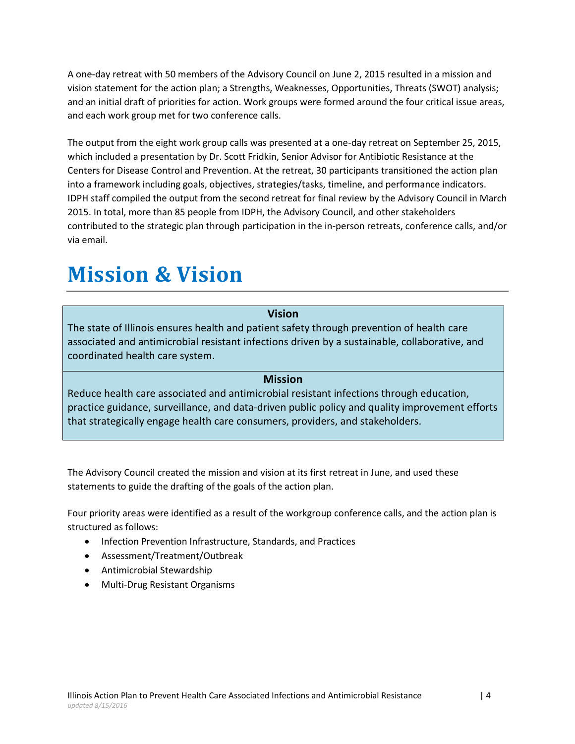A one-day retreat with 50 members of the Advisory Council on June 2, 2015 resulted in a mission and vision statement for the action plan; a Strengths, Weaknesses, Opportunities, Threats (SWOT) analysis; and an initial draft of priorities for action. Work groups were formed around the four critical issue areas, and each work group met for two conference calls.

The output from the eight work group calls was presented at a one-day retreat on September 25, 2015, which included a presentation by Dr. Scott Fridkin, Senior Advisor for Antibiotic Resistance at the Centers for Disease Control and Prevention. At the retreat, 30 participants transitioned the action plan into a framework including goals, objectives, strategies/tasks, timeline, and performance indicators. IDPH staff compiled the output from the second retreat for final review by the Advisory Council in March 2015. In total, more than 85 people from IDPH, the Advisory Council, and other stakeholders contributed to the strategic plan through participation in the in-person retreats, conference calls, and/or via email.

# Mission & Vision

| **Vision** |
| --- |
| The state of Illinois ensures health and patient safety through prevention of health care associated and antimicrobial resistant infections driven by a sustainable, collaborative, and coordinated health care system. |
| **Mission** |
| Reduce health care associated and antimicrobial resistant infections through education, practice guidance, surveillance, and data-driven public policy and quality improvement efforts that strategically engage health care consumers, providers, and stakeholders. |

The Advisory Council created the mission and vision at its first retreat in June, and used these statements to guide the drafting of the goals of the action plan.

Four priority areas were identified as a result of the workgroup conference calls, and the action plan is structured as follows:

- Infection Prevention Infrastructure, Standards, and Practices
- Assessment/Treatment/Outbreak
- Antimicrobial Stewardship
- Multi-Drug Resistant Organisms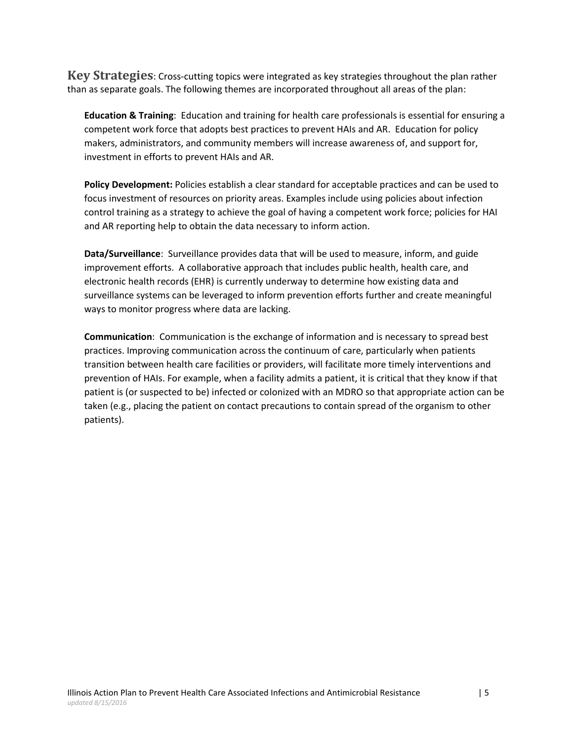**Key Strategies**: Cross-cutting topics were integrated as key strategies throughout the plan rather than as separate goals. The following themes are incorporated throughout all areas of the plan:

**Education & Training**: Education and training for health care professionals is essential for ensuring a competent work force that adopts best practices to prevent HAIs and AR. Education for policy makers, administrators, and community members will increase awareness of, and support for, investment in efforts to prevent HAIs and AR.

**Policy Development:** Policies establish a clear standard for acceptable practices and can be used to focus investment of resources on priority areas. Examples include using policies about infection control training as a strategy to achieve the goal of having a competent work force; policies for HAI and AR reporting help to obtain the data necessary to inform action.

**Data/Surveillance**: Surveillance provides data that will be used to measure, inform, and guide improvement efforts. A collaborative approach that includes public health, health care, and electronic health records (EHR) is currently underway to determine how existing data and surveillance systems can be leveraged to inform prevention efforts further and create meaningful ways to monitor progress where data are lacking.

**Communication**: Communication is the exchange of information and is necessary to spread best practices. Improving communication across the continuum of care, particularly when patients transition between health care facilities or providers, will facilitate more timely interventions and prevention of HAIs. For example, when a facility admits a patient, it is critical that they know if that patient is (or suspected to be) infected or colonized with an MDRO so that appropriate action can be taken (e.g., placing the patient on contact precautions to contain spread of the organism to other patients).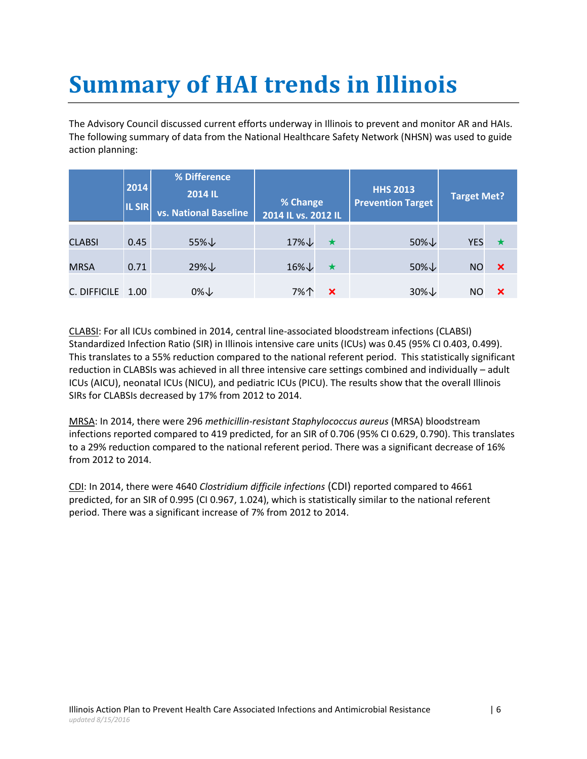# Summary of HAI trends in Illinois

The Advisory Council discussed current efforts underway in Illinois to prevent and monitor AR and HAIs. The following summary of data from the National Healthcare Safety Network (NHSN) was used to guide action planning:

| | 2014 IL SIR | % Difference 2014 IL vs. National Baseline | % Change 2014 IL vs. 2012 IL | | HHS 2013 Prevention Target | Target Met? | |
|---|---|---|---|---|---|---|---|
| CLABSI | 0.45 | 55%↓ | 17%↓ | ★ | 50%↓ | YES | ★ |
| MRSA | 0.71 | 29%↓ | 16%↓ | ★ | 50%↓ | NO | ✖ |
| C. DIFFICILE | 1.00 | 0%↓ | 7%↑ | ✖ | 30%↓ | NO | ✖ |

CLABSI: For all ICUs combined in 2014, central line-associated bloodstream infections (CLABSI) Standardized Infection Ratio (SIR) in Illinois intensive care units (ICUs) was 0.45 (95% CI 0.403, 0.499). This translates to a 55% reduction compared to the national referent period. This statistically significant reduction in CLABSIs was achieved in all three intensive care settings combined and individually – adult ICUs (AICU), neonatal ICUs (NICU), and pediatric ICUs (PICU). The results show that the overall Illinois SIRs for CLABSIs decreased by 17% from 2012 to 2014.

MRSA: In 2014, there were 296 *methicillin-resistant Staphylococcus aureus* (MRSA) bloodstream infections reported compared to 419 predicted, for an SIR of 0.706 (95% CI 0.629, 0.790). This translates to a 29% reduction compared to the national referent period. There was a significant decrease of 16% from 2012 to 2014.

CDI: In 2014, there were 4640 *Clostridium difficile infections* (CDI) reported compared to 4661 predicted, for an SIR of 0.995 (CI 0.967, 1.024), which is statistically similar to the national referent period. There was a significant increase of 7% from 2012 to 2014.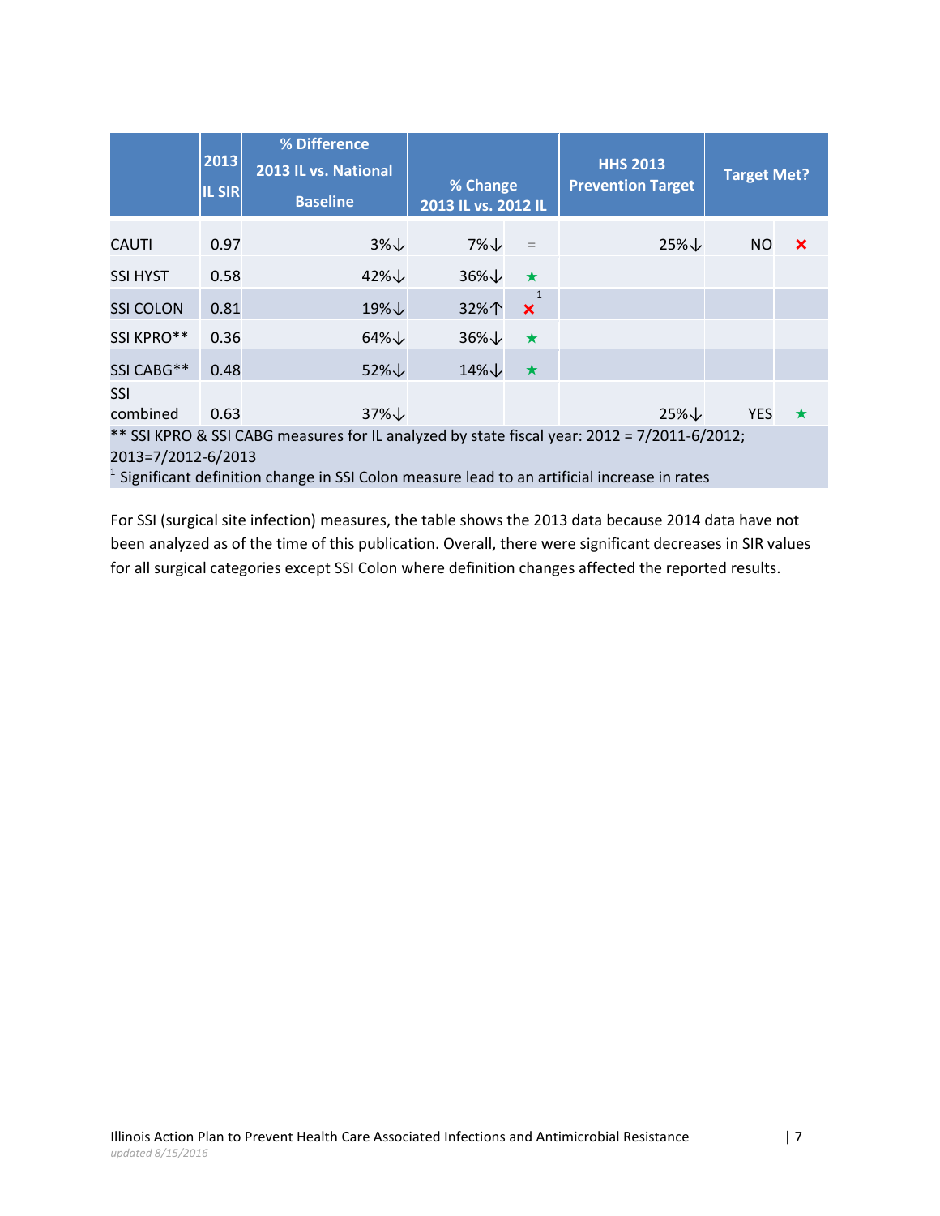| | 2013 IL SIR | % Difference 2013 IL vs. National Baseline | % Change 2013 IL vs. 2012 IL | | HHS 2013 Prevention Target | Target Met? | |
|---|---|---|---|---|---|---|---|
| CAUTI | 0.97 | 3%↓ | 7%↓ | = | 25%↓ | NO | × |
| SSI HYST | 0.58 | 42%↓ | 36%↓ | ★ | | | |
| SSI COLON | 0.81 | 19%↓ | 32%↑ | × [1] | | | |
| SSI KPRO** | 0.36 | 64%↓ | 36%↓ | ★ | | | |
| SSI CABG** | 0.48 | 52%↓ | 14%↓ | ★ | | | |
| SSI combined | 0.63 | 37%↓ | | | 25%↓ | YES | ★ |

** SSI KPRO & SSI CABG measures for IL analyzed by state fiscal year: 2012 = 7/2011-6/2012; 2013=7/2012-6/2013

[1] Significant definition change in SSI Colon measure lead to an artificial increase in rates

For SSI (surgical site infection) measures, the table shows the 2013 data because 2014 data have not been analyzed as of the time of this publication. Overall, there were significant decreases in SIR values for all surgical categories except SSI Colon where definition changes affected the reported results.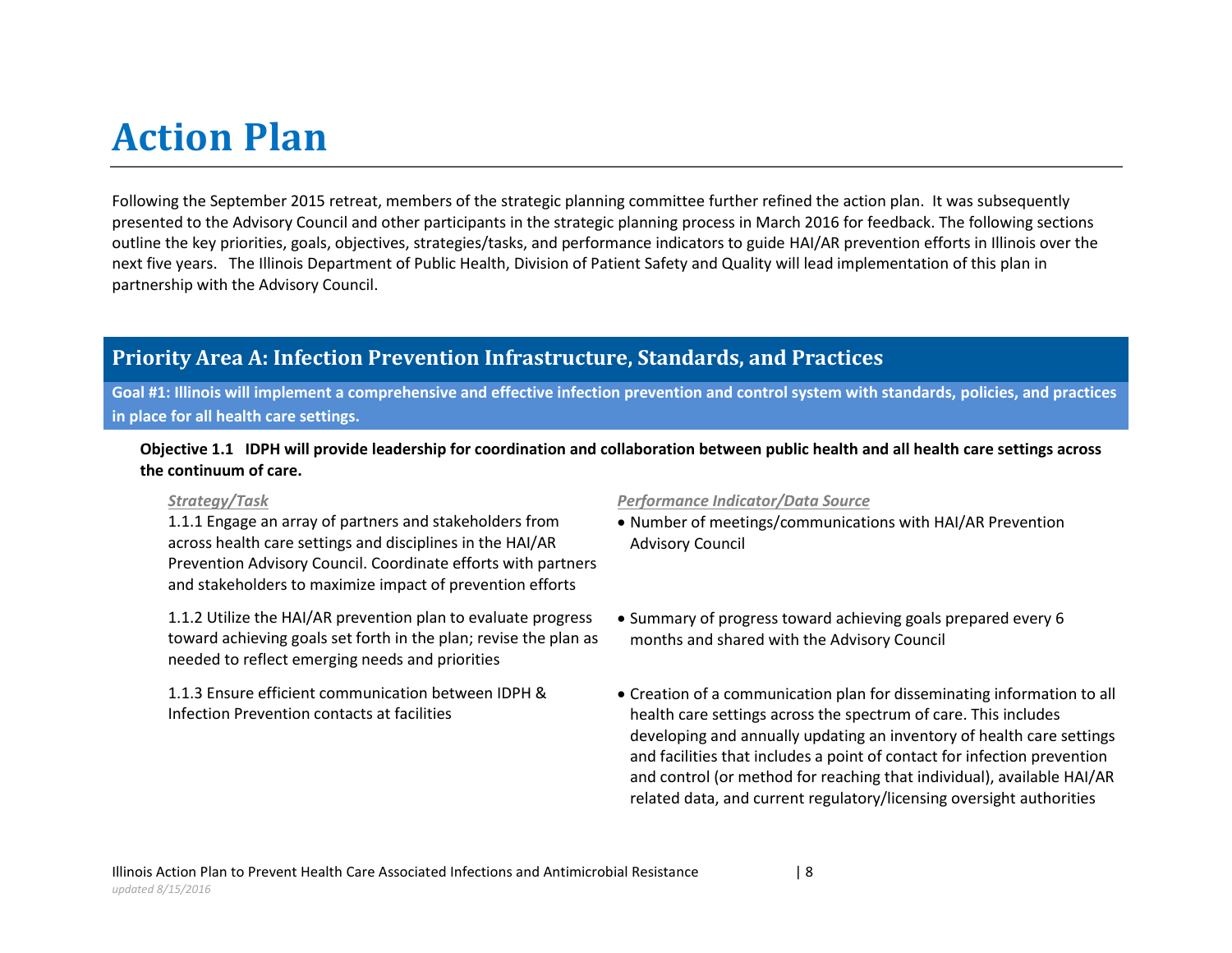# Action Plan

Following the September 2015 retreat, members of the strategic planning committee further refined the action plan. It was subsequently presented to the Advisory Council and other participants in the strategic planning process in March 2016 for feedback. The following sections outline the key priorities, goals, objectives, strategies/tasks, and performance indicators to guide HAI/AR prevention efforts in Illinois over the next five years. The Illinois Department of Public Health, Division of Patient Safety and Quality will lead implementation of this plan in partnership with the Advisory Council.

## Priority Area A: Infection Prevention Infrastructure, Standards, and Practices

**Goal #1: Illinois will implement a comprehensive and effective infection prevention and control system with standards, policies, and practices in place for all health care settings.**

**Objective 1.1 IDPH will provide leadership for coordination and collaboration between public health and all health care settings across the continuum of care.**

| *Strategy/Task* | *Performance Indicator/Data Source* |
| --- | --- |
| 1.1.1 Engage an array of partners and stakeholders from across health care settings and disciplines in the HAI/AR Prevention Advisory Council. Coordinate efforts with partners and stakeholders to maximize impact of prevention efforts | • Number of meetings/communications with HAI/AR Prevention Advisory Council |
| 1.1.2 Utilize the HAI/AR prevention plan to evaluate progress toward achieving goals set forth in the plan; revise the plan as needed to reflect emerging needs and priorities | • Summary of progress toward achieving goals prepared every 6 months and shared with the Advisory Council |
| 1.1.3 Ensure efficient communication between IDPH & Infection Prevention contacts at facilities | • Creation of a communication plan for disseminating information to all health care settings across the spectrum of care. This includes developing and annually updating an inventory of health care settings and facilities that includes a point of contact for infection prevention and control (or method for reaching that individual), available HAI/AR related data, and current regulatory/licensing oversight authorities |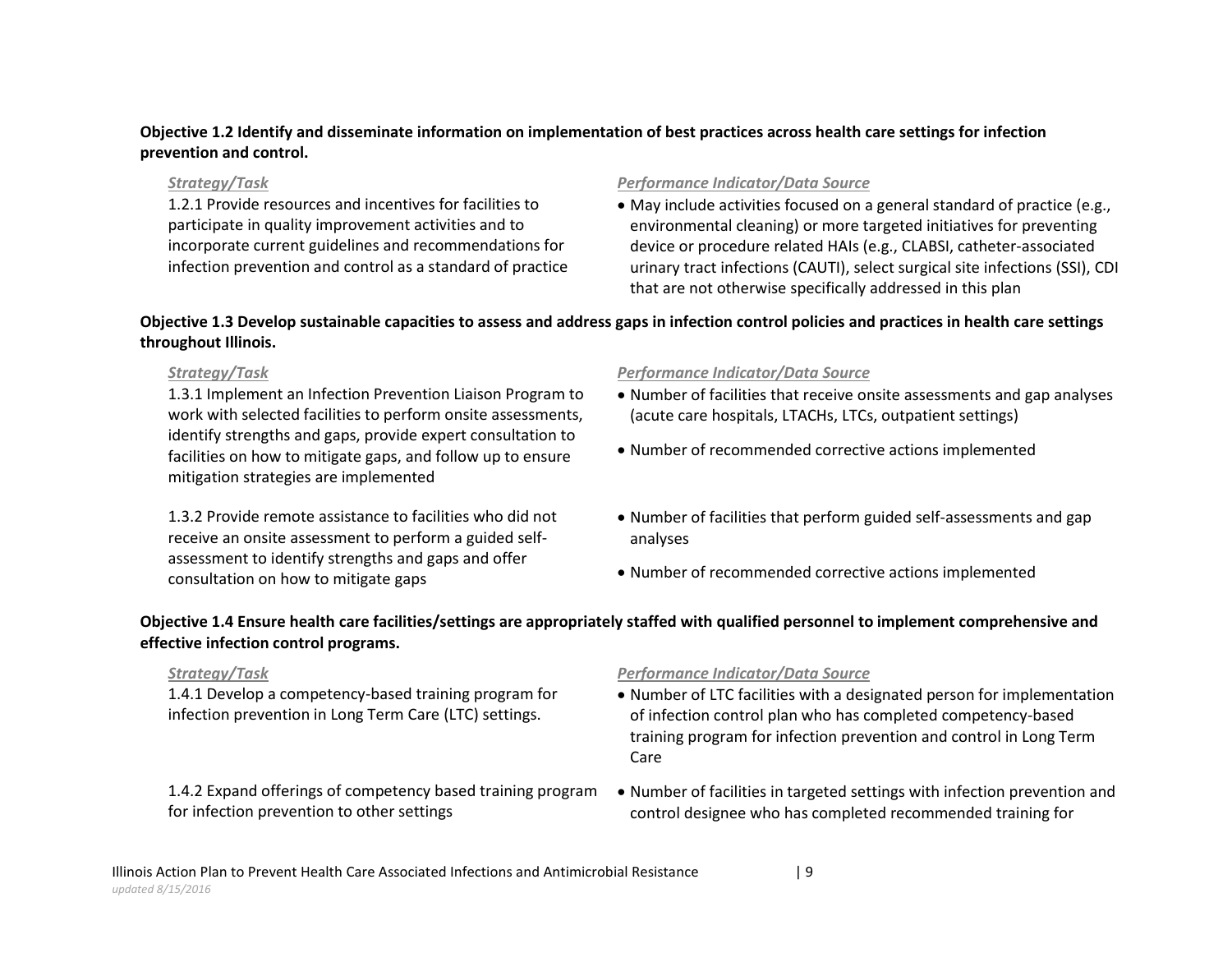**Objective 1.2 Identify and disseminate information on implementation of best practices across health care settings for infection prevention and control.**

| *Strategy/Task* | *Performance Indicator/Data Source* |
|---|---|
| 1.2.1 Provide resources and incentives for facilities to participate in quality improvement activities and to incorporate current guidelines and recommendations for infection prevention and control as a standard of practice | • May include activities focused on a general standard of practice (e.g., environmental cleaning) or more targeted initiatives for preventing device or procedure related HAIs (e.g., CLABSI, catheter-associated urinary tract infections (CAUTI), select surgical site infections (SSI), CDI that are not otherwise specifically addressed in this plan |

**Objective 1.3 Develop sustainable capacities to assess and address gaps in infection control policies and practices in health care settings throughout Illinois.**

| *Strategy/Task* | *Performance Indicator/Data Source* |
|---|---|
| 1.3.1 Implement an Infection Prevention Liaison Program to work with selected facilities to perform onsite assessments, identify strengths and gaps, provide expert consultation to facilities on how to mitigate gaps, and follow up to ensure mitigation strategies are implemented | • Number of facilities that receive onsite assessments and gap analyses (acute care hospitals, LTACHs, LTCs, outpatient settings)<br>• Number of recommended corrective actions implemented |
| 1.3.2 Provide remote assistance to facilities who did not receive an onsite assessment to perform a guided self-assessment to identify strengths and gaps and offer consultation on how to mitigate gaps | • Number of facilities that perform guided self-assessments and gap analyses<br>• Number of recommended corrective actions implemented |

**Objective 1.4 Ensure health care facilities/settings are appropriately staffed with qualified personnel to implement comprehensive and effective infection control programs.**

| *Strategy/Task* | *Performance Indicator/Data Source* |
|---|---|
| 1.4.1 Develop a competency-based training program for infection prevention in Long Term Care (LTC) settings. | • Number of LTC facilities with a designated person for implementation of infection control plan who has completed competency-based training program for infection prevention and control in Long Term Care |
| 1.4.2 Expand offerings of competency based training program for infection prevention to other settings | • Number of facilities in targeted settings with infection prevention and control designee who has completed recommended training for |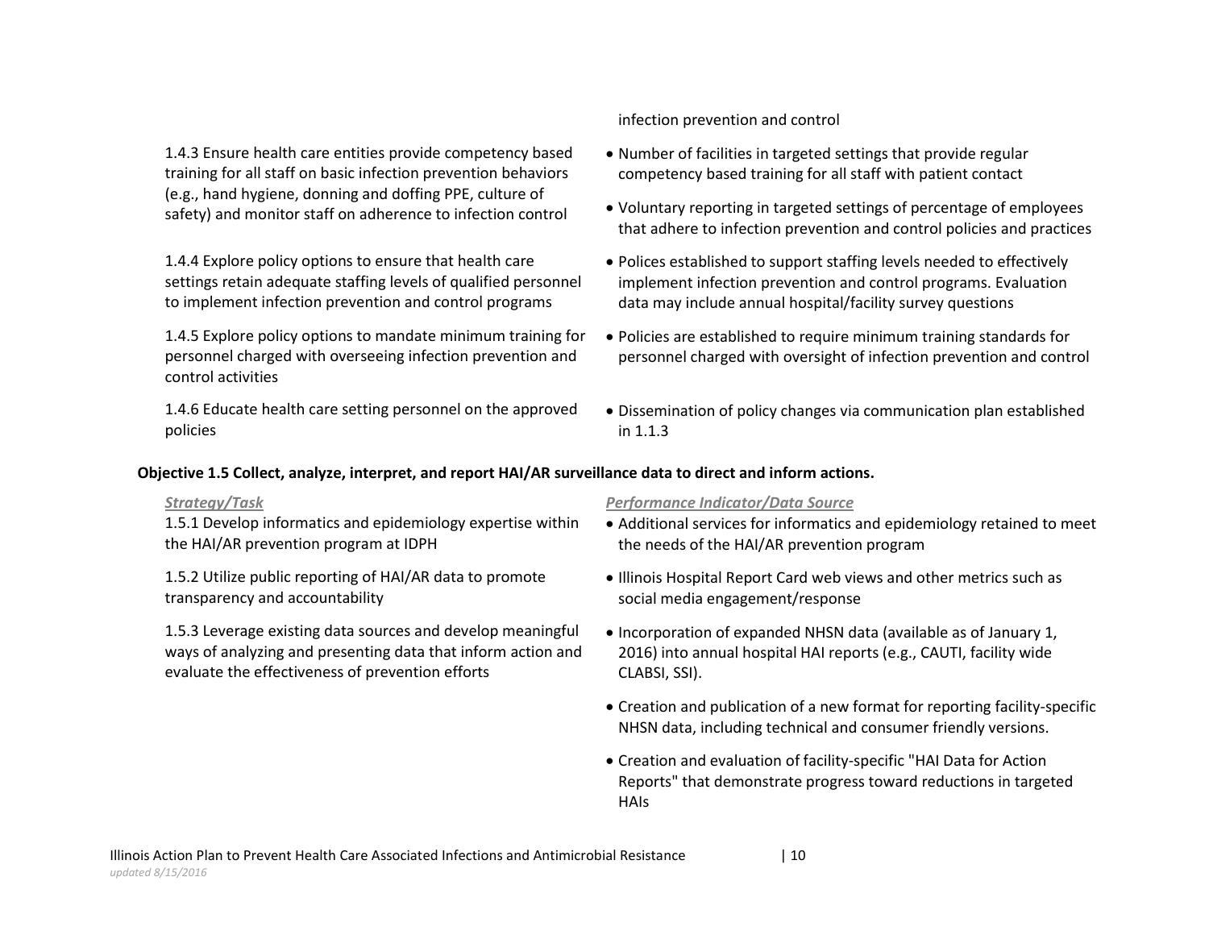| | |
|---|---|
| | infection prevention and control |
| 1.4.3 Ensure health care entities provide competency based training for all staff on basic infection prevention behaviors (e.g., hand hygiene, donning and doffing PPE, culture of safety) and monitor staff on adherence to infection control | • Number of facilities in targeted settings that provide regular competency based training for all staff with patient contact<br>• Voluntary reporting in targeted settings of percentage of employees that adhere to infection prevention and control policies and practices |
| 1.4.4 Explore policy options to ensure that health care settings retain adequate staffing levels of qualified personnel to implement infection prevention and control programs | • Polices established to support staffing levels needed to effectively implement infection prevention and control programs. Evaluation data may include annual hospital/facility survey questions |
| 1.4.5 Explore policy options to mandate minimum training for personnel charged with overseeing infection prevention and control activities | • Policies are established to require minimum training standards for personnel charged with oversight of infection prevention and control |
| 1.4.6 Educate health care setting personnel on the approved policies | • Dissemination of policy changes via communication plan established in 1.1.3 |

**Objective 1.5 Collect, analyze, interpret, and report HAI/AR surveillance data to direct and inform actions.**

| *Strategy/Task* | *Performance Indicator/Data Source* |
|---|---|
| 1.5.1 Develop informatics and epidemiology expertise within the HAI/AR prevention program at IDPH | • Additional services for informatics and epidemiology retained to meet the needs of the HAI/AR prevention program |
| 1.5.2 Utilize public reporting of HAI/AR data to promote transparency and accountability | • Illinois Hospital Report Card web views and other metrics such as social media engagement/response |
| 1.5.3 Leverage existing data sources and develop meaningful ways of analyzing and presenting data that inform action and evaluate the effectiveness of prevention efforts | • Incorporation of expanded NHSN data (available as of January 1, 2016) into annual hospital HAI reports (e.g., CAUTI, facility wide CLABSI, SSI).<br>• Creation and publication of a new format for reporting facility-specific NHSN data, including technical and consumer friendly versions.<br>• Creation and evaluation of facility-specific "HAI Data for Action Reports" that demonstrate progress toward reductions in targeted HAIs |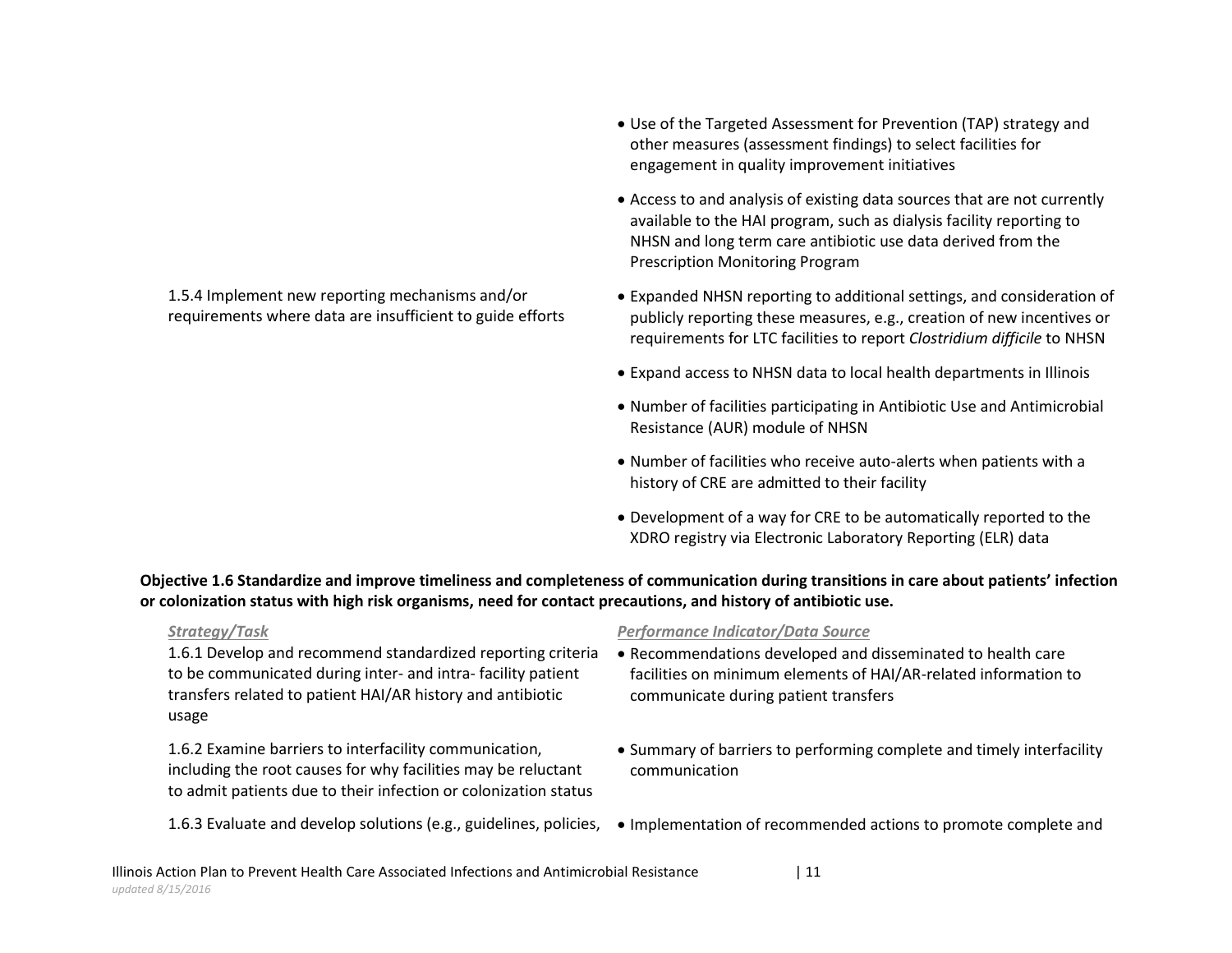| Strategy/Task | Performance Indicator/Data Source |
|---|---|
| | • Use of the Targeted Assessment for Prevention (TAP) strategy and other measures (assessment findings) to select facilities for engagement in quality improvement initiatives |
| | • Access to and analysis of existing data sources that are not currently available to the HAI program, such as dialysis facility reporting to NHSN and long term care antibiotic use data derived from the Prescription Monitoring Program |
| 1.5.4 Implement new reporting mechanisms and/or requirements where data are insufficient to guide efforts | • Expanded NHSN reporting to additional settings, and consideration of publicly reporting these measures, e.g., creation of new incentives or requirements for LTC facilities to report *Clostridium difficile* to NHSN<br>• Expand access to NHSN data to local health departments in Illinois<br>• Number of facilities participating in Antibiotic Use and Antimicrobial Resistance (AUR) module of NHSN<br>• Number of facilities who receive auto-alerts when patients with a history of CRE are admitted to their facility<br>• Development of a way for CRE to be automatically reported to the XDRO registry via Electronic Laboratory Reporting (ELR) data |

**Objective 1.6 Standardize and improve timeliness and completeness of communication during transitions in care about patients' infection or colonization status with high risk organisms, need for contact precautions, and history of antibiotic use.**

| *Strategy/Task* | *Performance Indicator/Data Source* |
|---|---|
| 1.6.1 Develop and recommend standardized reporting criteria to be communicated during inter- and intra- facility patient transfers related to patient HAI/AR history and antibiotic usage | • Recommendations developed and disseminated to health care facilities on minimum elements of HAI/AR-related information to communicate during patient transfers |
| 1.6.2 Examine barriers to interfacility communication, including the root causes for why facilities may be reluctant to admit patients due to their infection or colonization status | • Summary of barriers to performing complete and timely interfacility communication |
| 1.6.3 Evaluate and develop solutions (e.g., guidelines, policies, | • Implementation of recommended actions to promote complete and |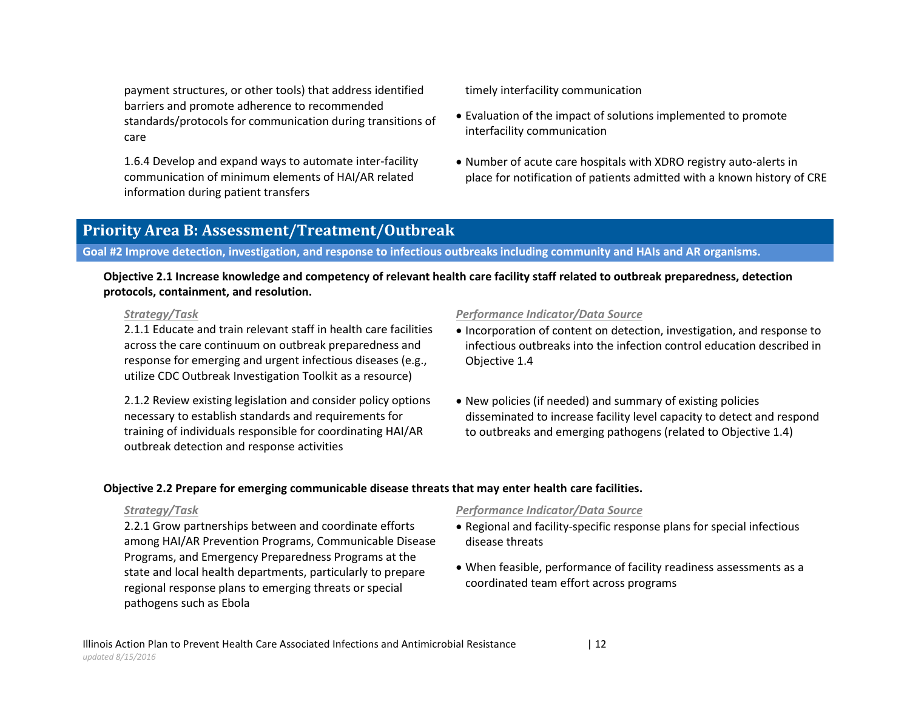| Strategy/Task | Performance Indicator/Data Source |
|---|---|
| payment structures, or other tools) that address identified barriers and promote adherence to recommended standards/protocols for communication during transitions of care | timely interfacility communication<br>• Evaluation of the impact of solutions implemented to promote interfacility communication |
| 1.6.4 Develop and expand ways to automate inter-facility communication of minimum elements of HAI/AR related information during patient transfers | • Number of acute care hospitals with XDRO registry auto-alerts in place for notification of patients admitted with a known history of CRE |

## Priority Area B: Assessment/Treatment/Outbreak

### Goal #2 Improve detection, investigation, and response to infectious outbreaks including community and HAIs and AR organisms.

**Objective 2.1 Increase knowledge and competency of relevant health care facility staff related to outbreak preparedness, detection protocols, containment, and resolution.**

| *Strategy/Task* | *Performance Indicator/Data Source* |
|---|---|
| 2.1.1 Educate and train relevant staff in health care facilities across the care continuum on outbreak preparedness and response for emerging and urgent infectious diseases (e.g., utilize CDC Outbreak Investigation Toolkit as a resource) | • Incorporation of content on detection, investigation, and response to infectious outbreaks into the infection control education described in Objective 1.4 |
| 2.1.2 Review existing legislation and consider policy options necessary to establish standards and requirements for training of individuals responsible for coordinating HAI/AR outbreak detection and response activities | • New policies (if needed) and summary of existing policies disseminated to increase facility level capacity to detect and respond to outbreaks and emerging pathogens (related to Objective 1.4) |

**Objective 2.2 Prepare for emerging communicable disease threats that may enter health care facilities.**

| *Strategy/Task* | *Performance Indicator/Data Source* |
|---|---|
| 2.2.1 Grow partnerships between and coordinate efforts among HAI/AR Prevention Programs, Communicable Disease Programs, and Emergency Preparedness Programs at the state and local health departments, particularly to prepare regional response plans to emerging threats or special pathogens such as Ebola | • Regional and facility-specific response plans for special infectious disease threats<br>• When feasible, performance of facility readiness assessments as a coordinated team effort across programs |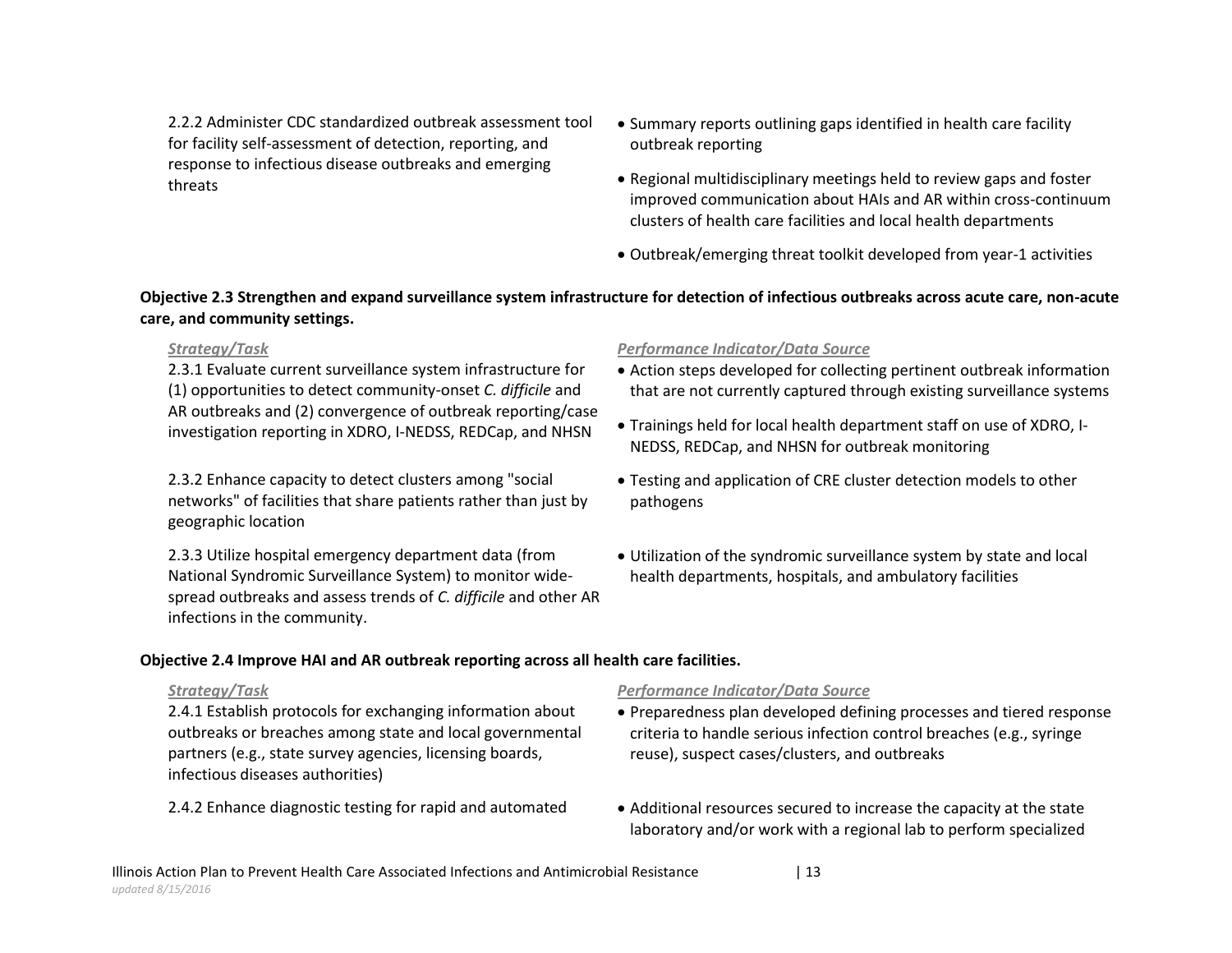2.2.2 Administer CDC standardized outbreak assessment tool for facility self-assessment of detection, reporting, and response to infectious disease outbreaks and emerging threats

- Summary reports outlining gaps identified in health care facility outbreak reporting
- Regional multidisciplinary meetings held to review gaps and foster improved communication about HAIs and AR within cross-continuum clusters of health care facilities and local health departments
- Outbreak/emerging threat toolkit developed from year-1 activities

**Objective 2.3 Strengthen and expand surveillance system infrastructure for detection of infectious outbreaks across acute care, non-acute care, and community settings.**

| *Strategy/Task* | *Performance Indicator/Data Source* |
|---|---|
| 2.3.1 Evaluate current surveillance system infrastructure for (1) opportunities to detect community-onset *C. difficile* and AR outbreaks and (2) convergence of outbreak reporting/case investigation reporting in XDRO, I-NEDSS, REDCap, and NHSN | • Action steps developed for collecting pertinent outbreak information that are not currently captured through existing surveillance systems<br>• Trainings held for local health department staff on use of XDRO, I-NEDSS, REDCap, and NHSN for outbreak monitoring |
| 2.3.2 Enhance capacity to detect clusters among "social networks" of facilities that share patients rather than just by geographic location | • Testing and application of CRE cluster detection models to other pathogens |
| 2.3.3 Utilize hospital emergency department data (from National Syndromic Surveillance System) to monitor wide-spread outbreaks and assess trends of *C. difficile* and other AR infections in the community. | • Utilization of the syndromic surveillance system by state and local health departments, hospitals, and ambulatory facilities |

**Objective 2.4 Improve HAI and AR outbreak reporting across all health care facilities.**

| *Strategy/Task* | *Performance Indicator/Data Source* |
|---|---|
| 2.4.1 Establish protocols for exchanging information about outbreaks or breaches among state and local governmental partners (e.g., state survey agencies, licensing boards, infectious diseases authorities) | • Preparedness plan developed defining processes and tiered response criteria to handle serious infection control breaches (e.g., syringe reuse), suspect cases/clusters, and outbreaks |
| 2.4.2 Enhance diagnostic testing for rapid and automated | • Additional resources secured to increase the capacity at the state laboratory and/or work with a regional lab to perform specialized |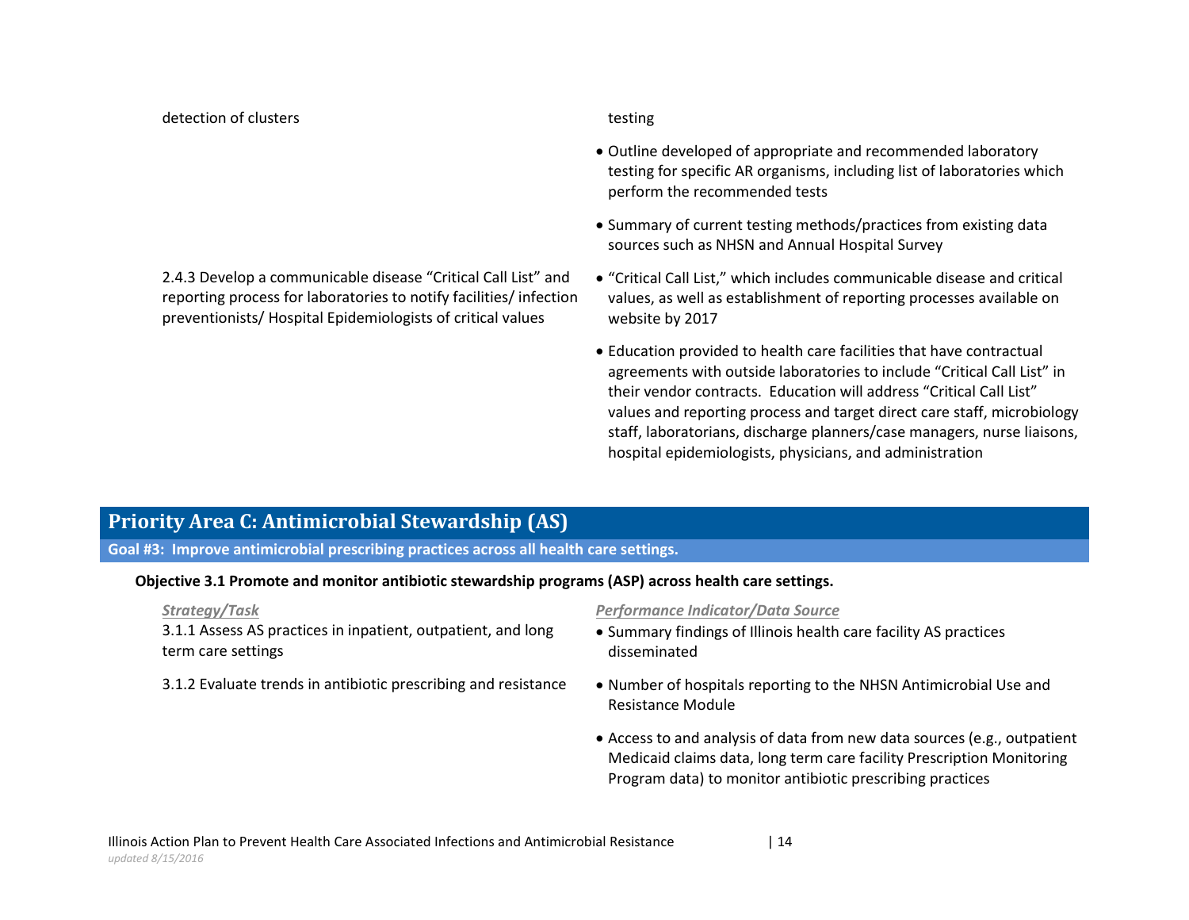| | |
|---|---|
| detection of clusters | testing |
| | • Outline developed of appropriate and recommended laboratory testing for specific AR organisms, including list of laboratories which perform the recommended tests |
| | • Summary of current testing methods/practices from existing data sources such as NHSN and Annual Hospital Survey |
| 2.4.3 Develop a communicable disease "Critical Call List" and reporting process for laboratories to notify facilities/ infection preventionists/ Hospital Epidemiologists of critical values | • "Critical Call List," which includes communicable disease and critical values, as well as establishment of reporting processes available on website by 2017 |
| | • Education provided to health care facilities that have contractual agreements with outside laboratories to include "Critical Call List" in their vendor contracts. Education will address "Critical Call List" values and reporting process and target direct care staff, microbiology staff, laboratorians, discharge planners/case managers, nurse liaisons, hospital epidemiologists, physicians, and administration |

## Priority Area C: Antimicrobial Stewardship (AS)

**Goal #3: Improve antimicrobial prescribing practices across all health care settings.**

**Objective 3.1 Promote and monitor antibiotic stewardship programs (ASP) across health care settings.**

| *Strategy/Task* | *Performance Indicator/Data Source* |
|---|---|
| 3.1.1 Assess AS practices in inpatient, outpatient, and long term care settings | • Summary findings of Illinois health care facility AS practices disseminated |
| 3.1.2 Evaluate trends in antibiotic prescribing and resistance | • Number of hospitals reporting to the NHSN Antimicrobial Use and Resistance Module |
| | • Access to and analysis of data from new data sources (e.g., outpatient Medicaid claims data, long term care facility Prescription Monitoring Program data) to monitor antibiotic prescribing practices |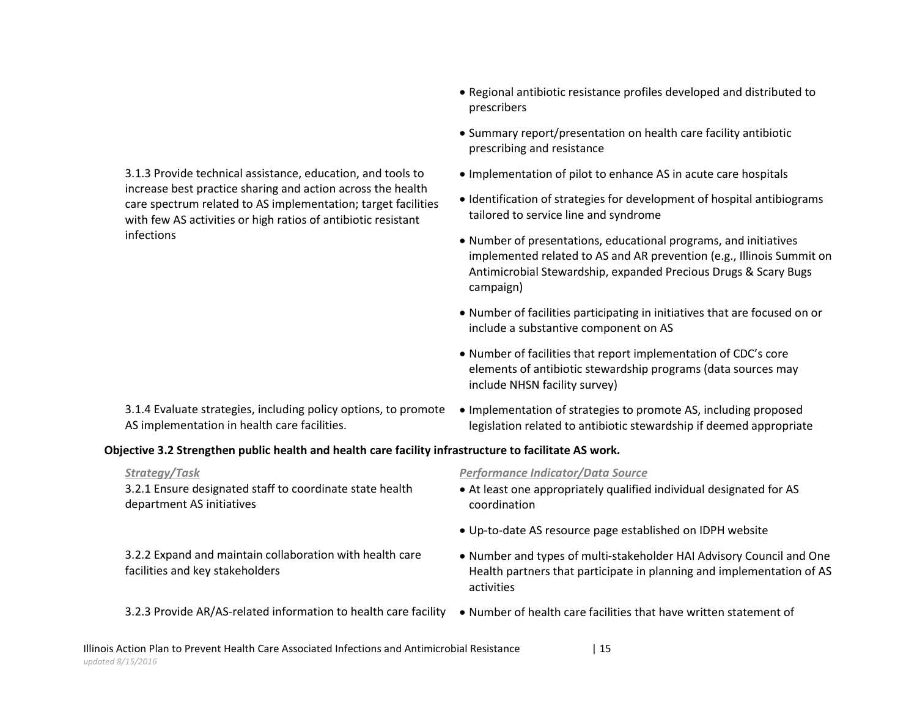| Strategy/Task | Performance Indicator/Data Source |
|---|---|
| | • Regional antibiotic resistance profiles developed and distributed to prescribers<br>• Summary report/presentation on health care facility antibiotic prescribing and resistance |
| 3.1.3 Provide technical assistance, education, and tools to increase best practice sharing and action across the health care spectrum related to AS implementation; target facilities with few AS activities or high ratios of antibiotic resistant infections | • Implementation of pilot to enhance AS in acute care hospitals<br>• Identification of strategies for development of hospital antibiograms tailored to service line and syndrome<br>• Number of presentations, educational programs, and initiatives implemented related to AS and AR prevention (e.g., Illinois Summit on Antimicrobial Stewardship, expanded Precious Drugs & Scary Bugs campaign)<br>• Number of facilities participating in initiatives that are focused on or include a substantive component on AS<br>• Number of facilities that report implementation of CDC's core elements of antibiotic stewardship programs (data sources may include NHSN facility survey) |
| 3.1.4 Evaluate strategies, including policy options, to promote AS implementation in health care facilities. | • Implementation of strategies to promote AS, including proposed legislation related to antibiotic stewardship if deemed appropriate |

**Objective 3.2 Strengthen public health and health care facility infrastructure to facilitate AS work.**

| *Strategy/Task* | *Performance Indicator/Data Source* |
|---|---|
| 3.2.1 Ensure designated staff to coordinate state health department AS initiatives | • At least one appropriately qualified individual designated for AS coordination<br>• Up-to-date AS resource page established on IDPH website |
| 3.2.2 Expand and maintain collaboration with health care facilities and key stakeholders | • Number and types of multi-stakeholder HAI Advisory Council and One Health partners that participate in planning and implementation of AS activities |
| 3.2.3 Provide AR/AS-related information to health care facility | • Number of health care facilities that have written statement of |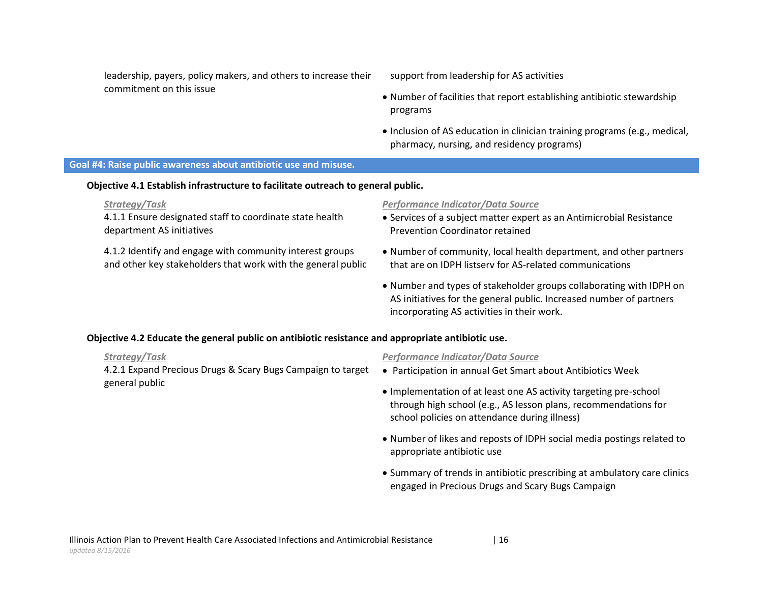| | |
|---|---|
| leadership, payers, policy makers, and others to increase their commitment on this issue | support from leadership for AS activities<br>• Number of facilities that report establishing antibiotic stewardship programs<br>• Inclusion of AS education in clinician training programs (e.g., medical, pharmacy, nursing, and residency programs) |

## Goal #4: Raise public awareness about antibiotic use and misuse.

### Objective 4.1 Establish infrastructure to facilitate outreach to general public.

| *Strategy/Task* | *Performance Indicator/Data Source* |
|---|---|
| 4.1.1 Ensure designated staff to coordinate state health department AS initiatives | • Services of a subject matter expert as an Antimicrobial Resistance Prevention Coordinator retained |
| 4.1.2 Identify and engage with community interest groups and other key stakeholders that work with the general public | • Number of community, local health department, and other partners that are on IDPH listserv for AS-related communications<br>• Number and types of stakeholder groups collaborating with IDPH on AS initiatives for the general public. Increased number of partners incorporating AS activities in their work. |

### Objective 4.2 Educate the general public on antibiotic resistance and appropriate antibiotic use.

| *Strategy/Task* | *Performance Indicator/Data Source* |
|---|---|
| 4.2.1 Expand Precious Drugs & Scary Bugs Campaign to target general public | • Participation in annual Get Smart about Antibiotics Week<br>• Implementation of at least one AS activity targeting pre-school through high school (e.g., AS lesson plans, recommendations for school policies on attendance during illness)<br>• Number of likes and reposts of IDPH social media postings related to appropriate antibiotic use<br>• Summary of trends in antibiotic prescribing at ambulatory care clinics engaged in Precious Drugs and Scary Bugs Campaign |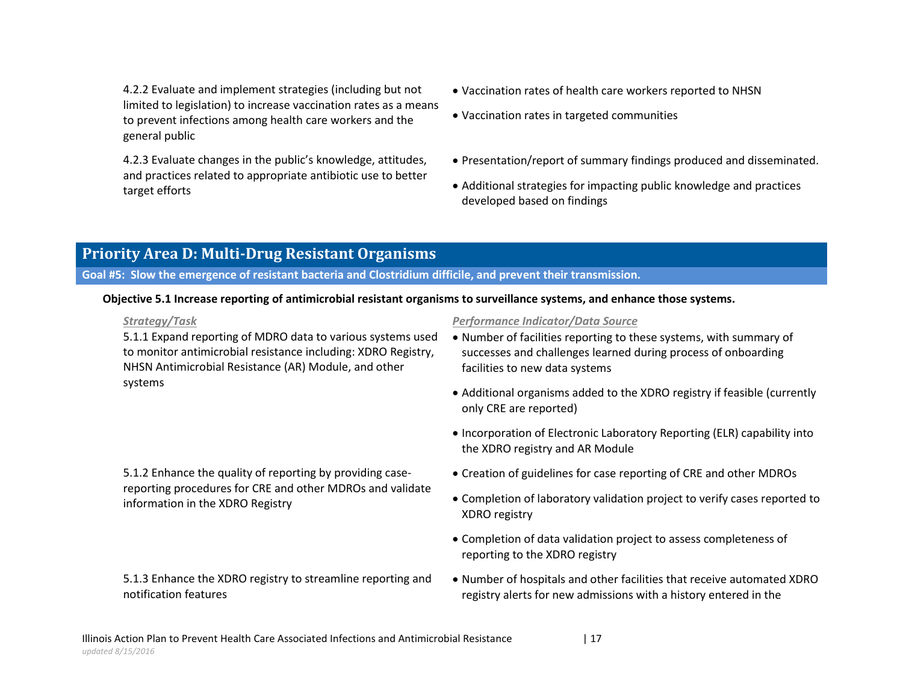| | |
|---|---|
| 4.2.2 Evaluate and implement strategies (including but not limited to legislation) to increase vaccination rates as a means to prevent infections among health care workers and the general public | • Vaccination rates of health care workers reported to NHSN<br>• Vaccination rates in targeted communities |
| 4.2.3 Evaluate changes in the public's knowledge, attitudes, and practices related to appropriate antibiotic use to better target efforts | • Presentation/report of summary findings produced and disseminated.<br>• Additional strategies for impacting public knowledge and practices developed based on findings |

## Priority Area D: Multi-Drug Resistant Organisms

**Goal #5: Slow the emergence of resistant bacteria and Clostridium difficile, and prevent their transmission.**

**Objective 5.1 Increase reporting of antimicrobial resistant organisms to surveillance systems, and enhance those systems.**

| *Strategy/Task* | *Performance Indicator/Data Source* |
|---|---|
| 5.1.1 Expand reporting of MDRO data to various systems used to monitor antimicrobial resistance including: XDRO Registry, NHSN Antimicrobial Resistance (AR) Module, and other systems | • Number of facilities reporting to these systems, with summary of successes and challenges learned during process of onboarding facilities to new data systems<br>• Additional organisms added to the XDRO registry if feasible (currently only CRE are reported)<br>• Incorporation of Electronic Laboratory Reporting (ELR) capability into the XDRO registry and AR Module |
| 5.1.2 Enhance the quality of reporting by providing case-reporting procedures for CRE and other MDROs and validate information in the XDRO Registry | • Creation of guidelines for case reporting of CRE and other MDROs<br>• Completion of laboratory validation project to verify cases reported to XDRO registry<br>• Completion of data validation project to assess completeness of reporting to the XDRO registry |
| 5.1.3 Enhance the XDRO registry to streamline reporting and notification features | • Number of hospitals and other facilities that receive automated XDRO registry alerts for new admissions with a history entered in the |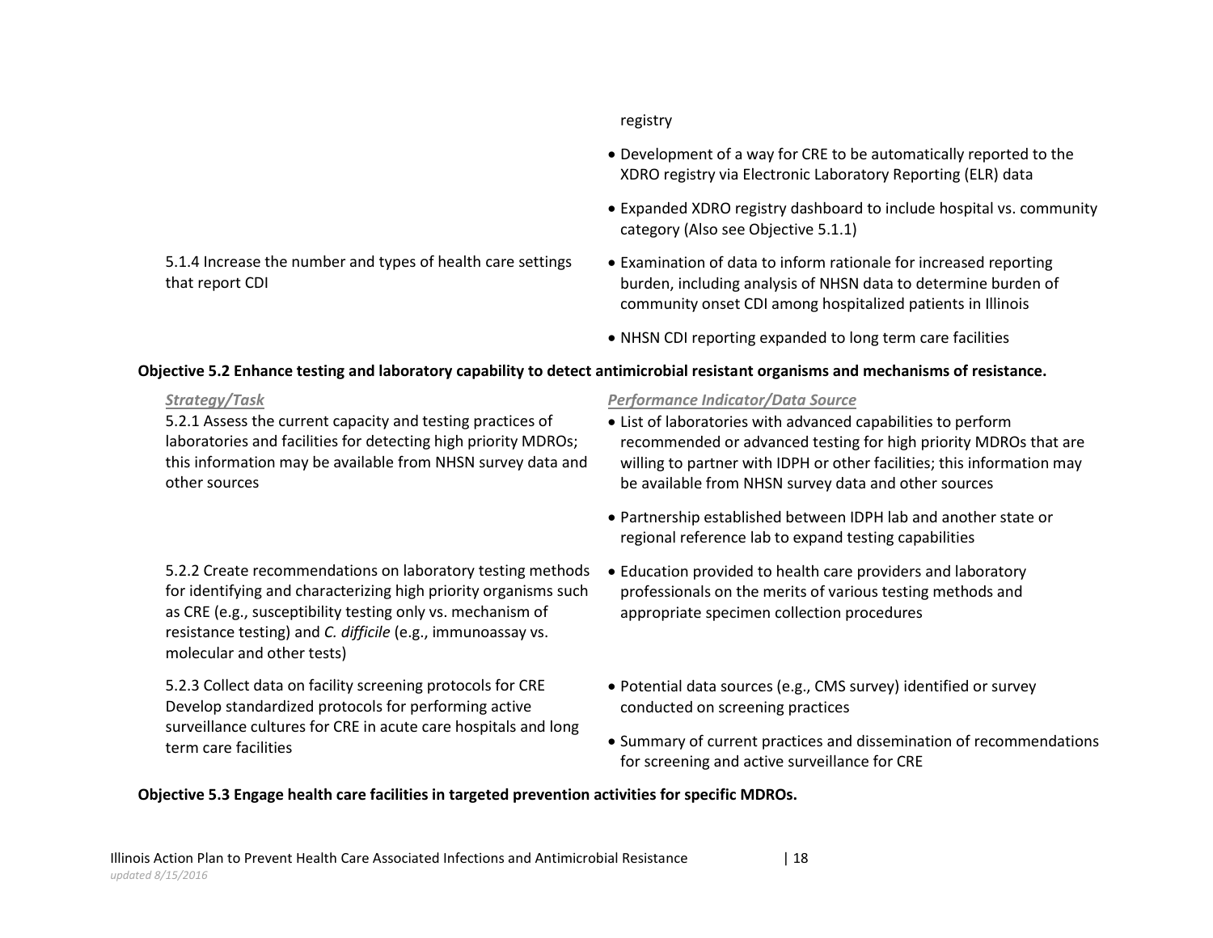| Strategy/Task | Performance Indicator/Data Source |
|---|---|
| | registry |
| | • Development of a way for CRE to be automatically reported to the XDRO registry via Electronic Laboratory Reporting (ELR) data |
| | • Expanded XDRO registry dashboard to include hospital vs. community category (Also see Objective 5.1.1) |
| 5.1.4 Increase the number and types of health care settings that report CDI | • Examination of data to inform rationale for increased reporting burden, including analysis of NHSN data to determine burden of community onset CDI among hospitalized patients in Illinois<br>• NHSN CDI reporting expanded to long term care facilities |

**Objective 5.2 Enhance testing and laboratory capability to detect antimicrobial resistant organisms and mechanisms of resistance.**

| *Strategy/Task* | *Performance Indicator/Data Source* |
|---|---|
| 5.2.1 Assess the current capacity and testing practices of laboratories and facilities for detecting high priority MDROs; this information may be available from NHSN survey data and other sources | • List of laboratories with advanced capabilities to perform recommended or advanced testing for high priority MDROs that are willing to partner with IDPH or other facilities; this information may be available from NHSN survey data and other sources<br>• Partnership established between IDPH lab and another state or regional reference lab to expand testing capabilities |
| 5.2.2 Create recommendations on laboratory testing methods for identifying and characterizing high priority organisms such as CRE (e.g., susceptibility testing only vs. mechanism of resistance testing) and *C. difficile* (e.g., immunoassay vs. molecular and other tests) | • Education provided to health care providers and laboratory professionals on the merits of various testing methods and appropriate specimen collection procedures |
| 5.2.3 Collect data on facility screening protocols for CRE Develop standardized protocols for performing active surveillance cultures for CRE in acute care hospitals and long term care facilities | • Potential data sources (e.g., CMS survey) identified or survey conducted on screening practices<br>• Summary of current practices and dissemination of recommendations for screening and active surveillance for CRE |

**Objective 5.3 Engage health care facilities in targeted prevention activities for specific MDROs.**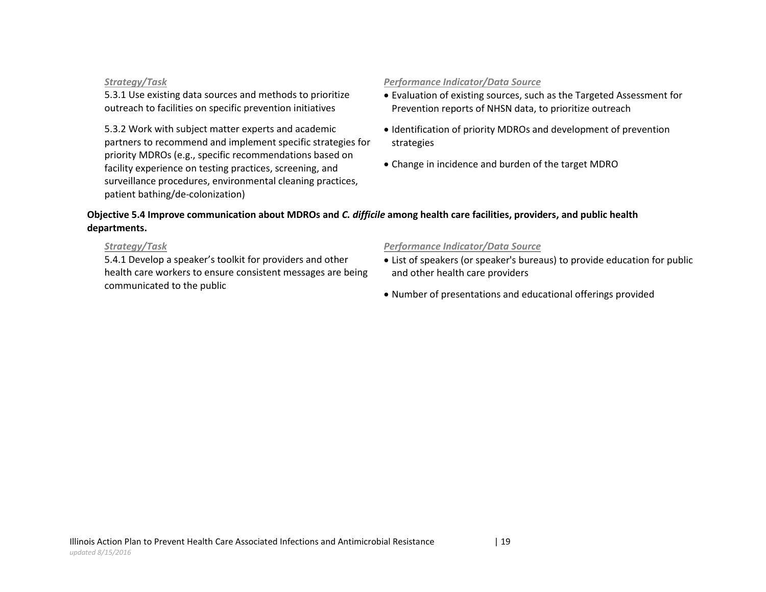| *Strategy/Task* | *Performance Indicator/Data Source* |
| --- | --- |
| 5.3.1 Use existing data sources and methods to prioritize outreach to facilities on specific prevention initiatives | • Evaluation of existing sources, such as the Targeted Assessment for Prevention reports of NHSN data, to prioritize outreach |
| 5.3.2 Work with subject matter experts and academic partners to recommend and implement specific strategies for priority MDROs (e.g., specific recommendations based on facility experience on testing practices, screening, and surveillance procedures, environmental cleaning practices, patient bathing/de-colonization) | • Identification of priority MDROs and development of prevention strategies<br>• Change in incidence and burden of the target MDRO |

**Objective 5.4 Improve communication about MDROs and *C. difficile* among health care facilities, providers, and public health departments.**

| *Strategy/Task* | *Performance Indicator/Data Source* |
| --- | --- |
| 5.4.1 Develop a speaker's toolkit for providers and other health care workers to ensure consistent messages are being communicated to the public | • List of speakers (or speaker's bureaus) to provide education for public and other health care providers<br>• Number of presentations and educational offerings provided |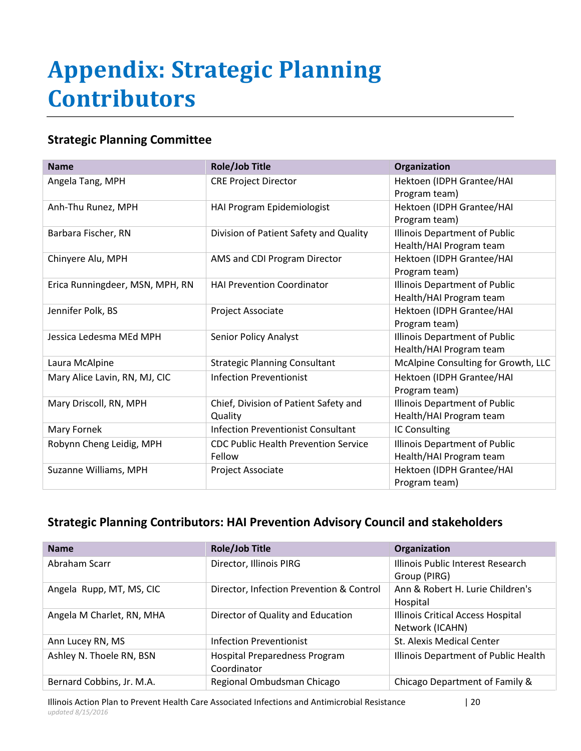# Appendix: Strategic Planning Contributors

## Strategic Planning Committee

| Name | Role/Job Title | Organization |
|---|---|---|
| Angela Tang, MPH | CRE Project Director | Hektoen (IDPH Grantee/HAI Program team) |
| Anh-Thu Runez, MPH | HAI Program Epidemiologist | Hektoen (IDPH Grantee/HAI Program team) |
| Barbara Fischer, RN | Division of Patient Safety and Quality | Illinois Department of Public Health/HAI Program team |
| Chinyere Alu, MPH | AMS and CDI Program Director | Hektoen (IDPH Grantee/HAI Program team) |
| Erica Runningdeer, MSN, MPH, RN | HAI Prevention Coordinator | Illinois Department of Public Health/HAI Program team |
| Jennifer Polk, BS | Project Associate | Hektoen (IDPH Grantee/HAI Program team) |
| Jessica Ledesma MEd MPH | Senior Policy Analyst | Illinois Department of Public Health/HAI Program team |
| Laura McAlpine | Strategic Planning Consultant | McAlpine Consulting for Growth, LLC |
| Mary Alice Lavin, RN, MJ, CIC | Infection Preventionist | Hektoen (IDPH Grantee/HAI Program team) |
| Mary Driscoll, RN, MPH | Chief, Division of Patient Safety and Quality | Illinois Department of Public Health/HAI Program team |
| Mary Fornek | Infection Preventionist Consultant | IC Consulting |
| Robynn Cheng Leidig, MPH | CDC Public Health Prevention Service Fellow | Illinois Department of Public Health/HAI Program team |
| Suzanne Williams, MPH | Project Associate | Hektoen (IDPH Grantee/HAI Program team) |

## Strategic Planning Contributors: HAI Prevention Advisory Council and stakeholders

| Name | Role/Job Title | Organization |
|---|---|---|
| Abraham Scarr | Director, Illinois PIRG | Illinois Public Interest Research Group (PIRG) |
| Angela Rupp, MT, MS, CIC | Director, Infection Prevention & Control | Ann & Robert H. Lurie Children's Hospital |
| Angela M Charlet, RN, MHA | Director of Quality and Education | Illinois Critical Access Hospital Network (ICAHN) |
| Ann Lucey RN, MS | Infection Preventionist | St. Alexis Medical Center |
| Ashley N. Thoele RN, BSN | Hospital Preparedness Program Coordinator | Illinois Department of Public Health |
| Bernard Cobbins, Jr. M.A. | Regional Ombudsman Chicago | Chicago Department of Family & |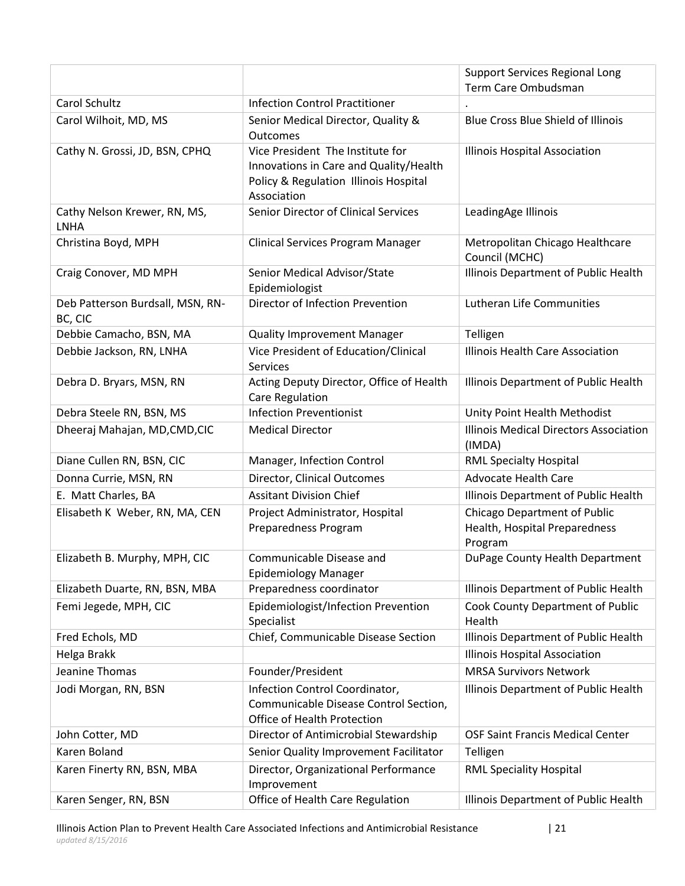| | | |
|---|---|---|
| | | Support Services Regional Long Term Care Ombudsman |
| Carol Schultz | Infection Control Practitioner | . |
| Carol Wilhoit, MD, MS | Senior Medical Director, Quality & Outcomes | Blue Cross Blue Shield of Illinois |
| Cathy N. Grossi, JD, BSN, CPHQ | Vice President The Institute for Innovations in Care and Quality/Health Policy & Regulation Illinois Hospital Association | Illinois Hospital Association |
| Cathy Nelson Krewer, RN, MS, LNHA | Senior Director of Clinical Services | LeadingAge Illinois |
| Christina Boyd, MPH | Clinical Services Program Manager | Metropolitan Chicago Healthcare Council (MCHC) |
| Craig Conover, MD MPH | Senior Medical Advisor/State Epidemiologist | Illinois Department of Public Health |
| Deb Patterson Burdsall, MSN, RN-BC, CIC | Director of Infection Prevention | Lutheran Life Communities |
| Debbie Camacho, BSN, MA | Quality Improvement Manager | Telligen |
| Debbie Jackson, RN, LNHA | Vice President of Education/Clinical Services | Illinois Health Care Association |
| Debra D. Bryars, MSN, RN | Acting Deputy Director, Office of Health Care Regulation | Illinois Department of Public Health |
| Debra Steele RN, BSN, MS | Infection Preventionist | Unity Point Health Methodist |
| Dheeraj Mahajan, MD,CMD,CIC | Medical Director | Illinois Medical Directors Association (IMDA) |
| Diane Cullen RN, BSN, CIC | Manager, Infection Control | RML Specialty Hospital |
| Donna Currie, MSN, RN | Director, Clinical Outcomes | Advocate Health Care |
| E. Matt Charles, BA | Assitant Division Chief | Illinois Department of Public Health |
| Elisabeth K Weber, RN, MA, CEN | Project Administrator, Hospital Preparedness Program | Chicago Department of Public Health, Hospital Preparedness Program |
| Elizabeth B. Murphy, MPH, CIC | Communicable Disease and Epidemiology Manager | DuPage County Health Department |
| Elizabeth Duarte, RN, BSN, MBA | Preparedness coordinator | Illinois Department of Public Health |
| Femi Jegede, MPH, CIC | Epidemiologist/Infection Prevention Specialist | Cook County Department of Public Health |
| Fred Echols, MD | Chief, Communicable Disease Section | Illinois Department of Public Health |
| Helga Brakk | | Illinois Hospital Association |
| Jeanine Thomas | Founder/President | MRSA Survivors Network |
| Jodi Morgan, RN, BSN | Infection Control Coordinator, Communicable Disease Control Section, Office of Health Protection | Illinois Department of Public Health |
| John Cotter, MD | Director of Antimicrobial Stewardship | OSF Saint Francis Medical Center |
| Karen Boland | Senior Quality Improvement Facilitator | Telligen |
| Karen Finerty RN, BSN, MBA | Director, Organizational Performance Improvement | RML Speciality Hospital |
| Karen Senger, RN, BSN | Office of Health Care Regulation | Illinois Department of Public Health |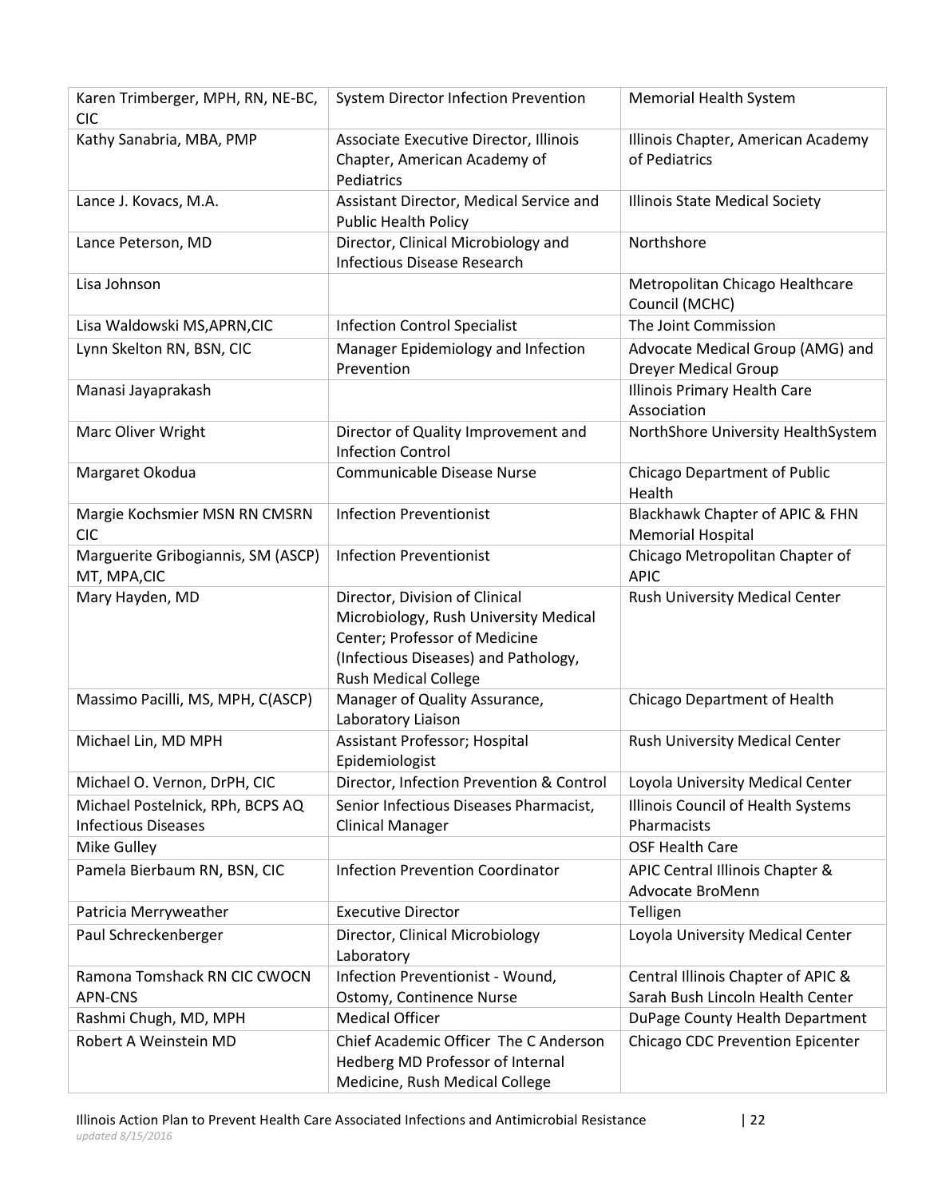| | | |
|---|---|---|
| Karen Trimberger, MPH, RN, NE-BC, CIC | System Director Infection Prevention | Memorial Health System |
| Kathy Sanabria, MBA, PMP | Associate Executive Director, Illinois Chapter, American Academy of Pediatrics | Illinois Chapter, American Academy of Pediatrics |
| Lance J. Kovacs, M.A. | Assistant Director, Medical Service and Public Health Policy | Illinois State Medical Society |
| Lance Peterson, MD | Director, Clinical Microbiology and Infectious Disease Research | Northshore |
| Lisa Johnson | | Metropolitan Chicago Healthcare Council (MCHC) |
| Lisa Waldowski MS,APRN,CIC | Infection Control Specialist | The Joint Commission |
| Lynn Skelton RN, BSN, CIC | Manager Epidemiology and Infection Prevention | Advocate Medical Group (AMG) and Dreyer Medical Group |
| Manasi Jayaprakash | | Illinois Primary Health Care Association |
| Marc Oliver Wright | Director of Quality Improvement and Infection Control | NorthShore University HealthSystem |
| Margaret Okodua | Communicable Disease Nurse | Chicago Department of Public Health |
| Margie Kochsmier MSN RN CMSRN CIC | Infection Preventionist | Blackhawk Chapter of APIC & FHN Memorial Hospital |
| Marguerite Gribogiannis, SM (ASCP) MT, MPA,CIC | Infection Preventionist | Chicago Metropolitan Chapter of APIC |
| Mary Hayden, MD | Director, Division of Clinical Microbiology, Rush University Medical Center; Professor of Medicine (Infectious Diseases) and Pathology, Rush Medical College | Rush University Medical Center |
| Massimo Pacilli, MS, MPH, C(ASCP) | Manager of Quality Assurance, Laboratory Liaison | Chicago Department of Health |
| Michael Lin, MD MPH | Assistant Professor; Hospital Epidemiologist | Rush University Medical Center |
| Michael O. Vernon, DrPH, CIC | Director, Infection Prevention & Control | Loyola University Medical Center |
| Michael Postelnick, RPh, BCPS AQ Infectious Diseases | Senior Infectious Diseases Pharmacist, Clinical Manager | Illinois Council of Health Systems Pharmacists |
| Mike Gulley | | OSF Health Care |
| Pamela Bierbaum RN, BSN, CIC | Infection Prevention Coordinator | APIC Central Illinois Chapter & Advocate BroMenn |
| Patricia Merryweather | Executive Director | Telligen |
| Paul Schreckenberger | Director, Clinical Microbiology Laboratory | Loyola University Medical Center |
| Ramona Tomshack RN CIC CWOCN APN-CNS | Infection Preventionist - Wound, Ostomy, Continence Nurse | Central Illinois Chapter of APIC & Sarah Bush Lincoln Health Center |
| Rashmi Chugh, MD, MPH | Medical Officer | DuPage County Health Department |
| Robert A Weinstein MD | Chief Academic Officer The C Anderson Hedberg MD Professor of Internal Medicine, Rush Medical College | Chicago CDC Prevention Epicenter |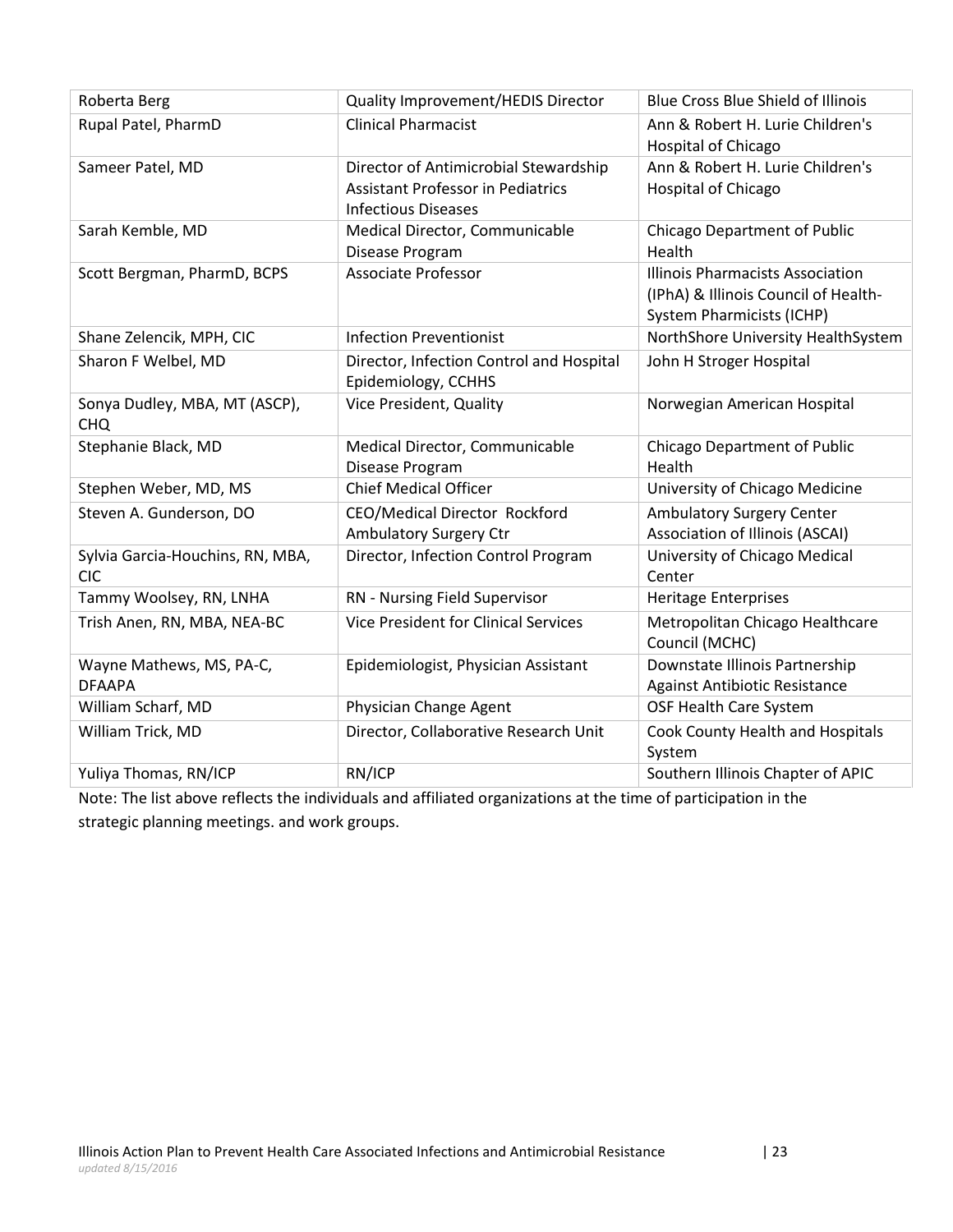| | | |
|---|---|---|
| Roberta Berg | Quality Improvement/HEDIS Director | Blue Cross Blue Shield of Illinois |
| Rupal Patel, PharmD | Clinical Pharmacist | Ann & Robert H. Lurie Children's Hospital of Chicago |
| Sameer Patel, MD | Director of Antimicrobial Stewardship Assistant Professor in Pediatrics Infectious Diseases | Ann & Robert H. Lurie Children's Hospital of Chicago |
| Sarah Kemble, MD | Medical Director, Communicable Disease Program | Chicago Department of Public Health |
| Scott Bergman, PharmD, BCPS | Associate Professor | Illinois Pharmacists Association (IPhA) & Illinois Council of Health-System Pharmicists (ICHP) |
| Shane Zelencik, MPH, CIC | Infection Preventionist | NorthShore University HealthSystem |
| Sharon F Welbel, MD | Director, Infection Control and Hospital Epidemiology, CCHHS | John H Stroger Hospital |
| Sonya Dudley, MBA, MT (ASCP), CHQ | Vice President, Quality | Norwegian American Hospital |
| Stephanie Black, MD | Medical Director, Communicable Disease Program | Chicago Department of Public Health |
| Stephen Weber, MD, MS | Chief Medical Officer | University of Chicago Medicine |
| Steven A. Gunderson, DO | CEO/Medical Director Rockford Ambulatory Surgery Ctr | Ambulatory Surgery Center Association of Illinois (ASCAI) |
| Sylvia Garcia-Houchins, RN, MBA, CIC | Director, Infection Control Program | University of Chicago Medical Center |
| Tammy Woolsey, RN, LNHA | RN - Nursing Field Supervisor | Heritage Enterprises |
| Trish Anen, RN, MBA, NEA-BC | Vice President for Clinical Services | Metropolitan Chicago Healthcare Council (MCHC) |
| Wayne Mathews, MS, PA-C, DFAAPA | Epidemiologist, Physician Assistant | Downstate Illinois Partnership Against Antibiotic Resistance |
| William Scharf, MD | Physician Change Agent | OSF Health Care System |
| William Trick, MD | Director, Collaborative Research Unit | Cook County Health and Hospitals System |
| Yuliya Thomas, RN/ICP | RN/ICP | Southern Illinois Chapter of APIC |

Note: The list above reflects the individuals and affiliated organizations at the time of participation in the strategic planning meetings. and work groups.